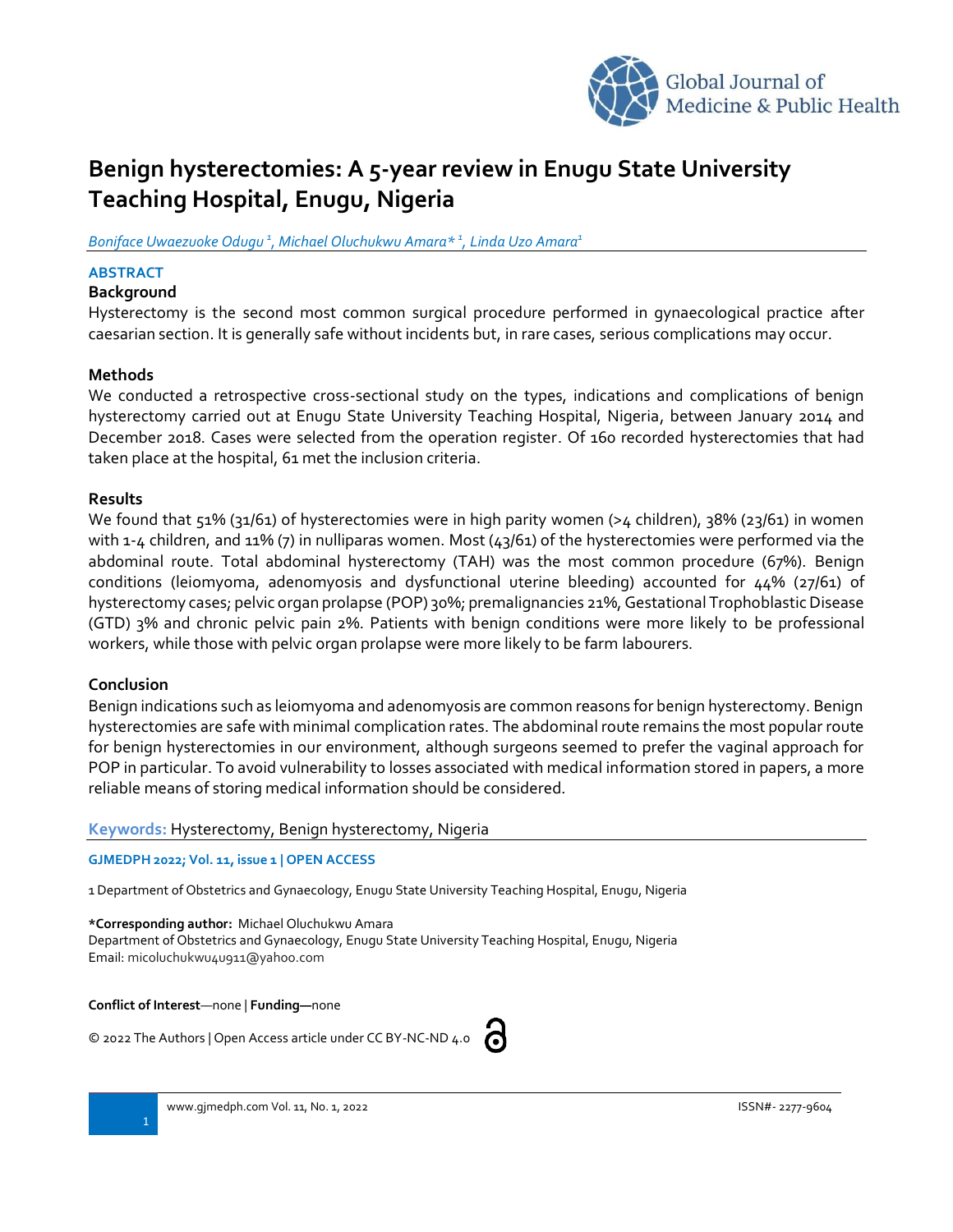# Benign hysterectomies: A 5-year review in Enugu State University Teaching Hospital, Enugu, Nigeria

*Boniface Uwaezuoke Odugu [1], Michael Oluchukwu Amara* [1], Linda Uzo Amara[1]*

## ABSTRACT

### Background

Hysterectomy is the second most common surgical procedure performed in gynaecological practice after caesarian section. It is generally safe without incidents but, in rare cases, serious complications may occur.

### Methods

We conducted a retrospective cross-sectional study on the types, indications and complications of benign hysterectomy carried out at Enugu State University Teaching Hospital, Nigeria, between January 2014 and December 2018. Cases were selected from the operation register. Of 160 recorded hysterectomies that had taken place at the hospital, 61 met the inclusion criteria.

### Results

We found that 51% (31/61) of hysterectomies were in high parity women (>4 children), 38% (23/61) in women with 1-4 children, and 11% (7) in nulliparas women. Most (43/61) of the hysterectomies were performed via the abdominal route. Total abdominal hysterectomy (TAH) was the most common procedure (67%). Benign conditions (leiomyoma, adenomyosis and dysfunctional uterine bleeding) accounted for 44% (27/61) of hysterectomy cases; pelvic organ prolapse (POP) 30%; premalignancies 21%, Gestational Trophoblastic Disease (GTD) 3% and chronic pelvic pain 2%. Patients with benign conditions were more likely to be professional workers, while those with pelvic organ prolapse were more likely to be farm labourers.

### Conclusion

Benign indications such as leiomyoma and adenomyosis are common reasons for benign hysterectomy. Benign hysterectomies are safe with minimal complication rates. The abdominal route remains the most popular route for benign hysterectomies in our environment, although surgeons seemed to prefer the vaginal approach for POP in particular. To avoid vulnerability to losses associated with medical information stored in papers, a more reliable means of storing medical information should be considered.

**Keywords:** Hysterectomy, Benign hysterectomy, Nigeria

**GJMEDPH 2022; Vol. 11, issue 1 | OPEN ACCESS**

1 Department of Obstetrics and Gynaecology, Enugu State University Teaching Hospital, Enugu, Nigeria

***Corresponding author:** Michael Oluchukwu Amara
Department of Obstetrics and Gynaecology, Enugu State University Teaching Hospital, Enugu, Nigeria
Email: micoluchukwu4u911@yahoo.com

**Conflict of Interest**—none | **Funding—**none

© 2022 The Authors | Open Access article under CC BY-NC-ND 4.0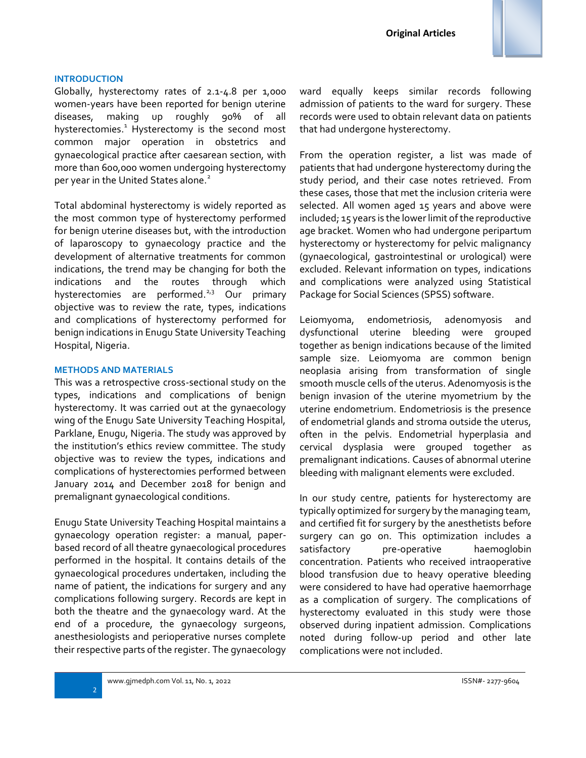## INTRODUCTION

Globally, hysterectomy rates of 2.1-4.8 per 1,000 women-years have been reported for benign uterine diseases, making up roughly 90% of all hysterectomies.[1] Hysterectomy is the second most common major operation in obstetrics and gynaecological practice after caesarean section, with more than 600,000 women undergoing hysterectomy per year in the United States alone.[2]

Total abdominal hysterectomy is widely reported as the most common type of hysterectomy performed for benign uterine diseases but, with the introduction of laparoscopy to gynaecology practice and the development of alternative treatments for common indications, the trend may be changing for both the indications and the routes through which hysterectomies are performed.[2,3] Our primary objective was to review the rate, types, indications and complications of hysterectomy performed for benign indications in Enugu State University Teaching Hospital, Nigeria.

## METHODS AND MATERIALS

This was a retrospective cross-sectional study on the types, indications and complications of benign hysterectomy. It was carried out at the gynaecology wing of the Enugu Sate University Teaching Hospital, Parklane, Enugu, Nigeria. The study was approved by the institution's ethics review committee. The study objective was to review the types, indications and complications of hysterectomies performed between January 2014 and December 2018 for benign and premalignant gynaecological conditions.

Enugu State University Teaching Hospital maintains a gynaecology operation register: a manual, paper-based record of all theatre gynaecological procedures performed in the hospital. It contains details of the gynaecological procedures undertaken, including the name of patient, the indications for surgery and any complications following surgery. Records are kept in both the theatre and the gynaecology ward. At the end of a procedure, the gynaecology surgeons, anesthesiologists and perioperative nurses complete their respective parts of the register. The gynaecology ward equally keeps similar records following admission of patients to the ward for surgery. These records were used to obtain relevant data on patients that had undergone hysterectomy.

From the operation register, a list was made of patients that had undergone hysterectomy during the study period, and their case notes retrieved. From these cases, those that met the inclusion criteria were selected. All women aged 15 years and above were included; 15 years is the lower limit of the reproductive age bracket. Women who had undergone peripartum hysterectomy or hysterectomy for pelvic malignancy (gynaecological, gastrointestinal or urological) were excluded. Relevant information on types, indications and complications were analyzed using Statistical Package for Social Sciences (SPSS) software.

Leiomyoma, endometriosis, adenomyosis and dysfunctional uterine bleeding were grouped together as benign indications because of the limited sample size. Leiomyoma are common benign neoplasia arising from transformation of single smooth muscle cells of the uterus. Adenomyosis is the benign invasion of the uterine myometrium by the uterine endometrium. Endometriosis is the presence of endometrial glands and stroma outside the uterus, often in the pelvis. Endometrial hyperplasia and cervical dysplasia were grouped together as premalignant indications. Causes of abnormal uterine bleeding with malignant elements were excluded.

In our study centre, patients for hysterectomy are typically optimized for surgery by the managing team, and certified fit for surgery by the anesthetists before surgery can go on. This optimization includes a satisfactory pre-operative haemoglobin concentration. Patients who received intraoperative blood transfusion due to heavy operative bleeding were considered to have had operative haemorrhage as a complication of surgery. The complications of hysterectomy evaluated in this study were those observed during inpatient admission. Complications noted during follow-up period and other late complications were not included.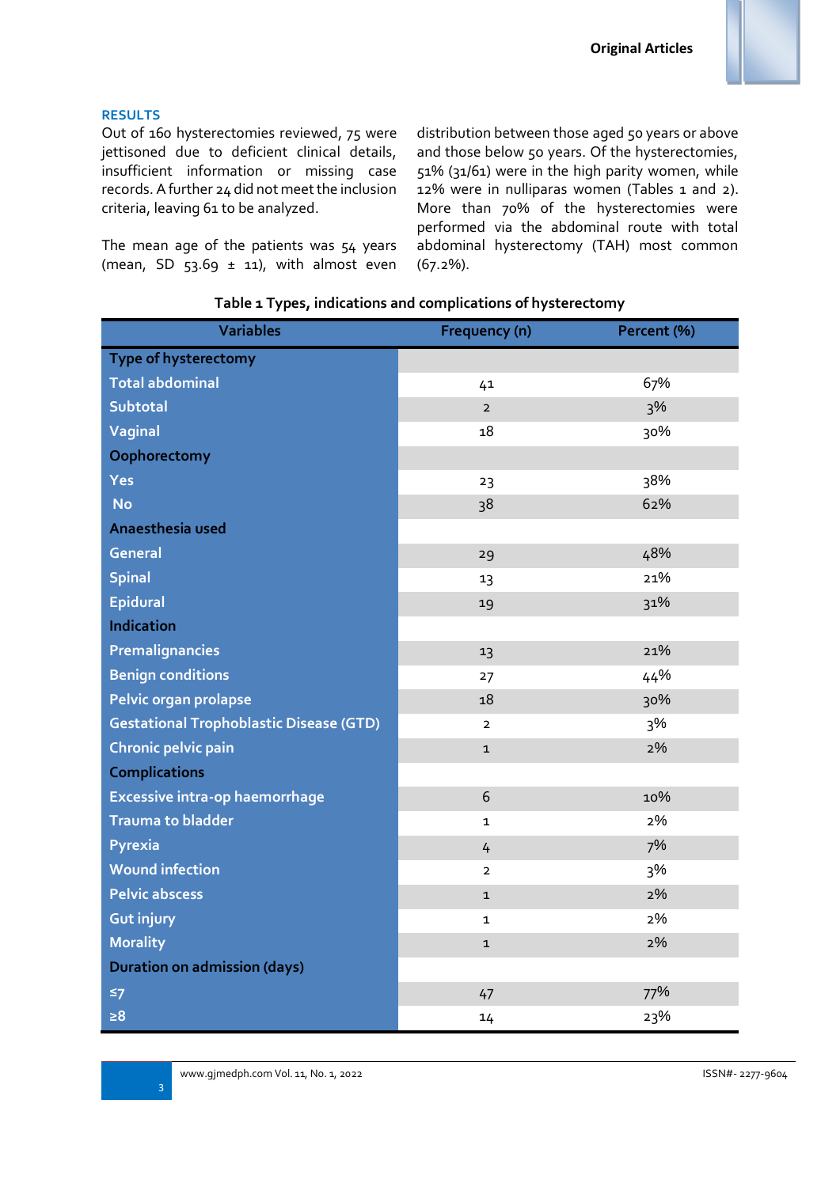## RESULTS

Out of 160 hysterectomies reviewed, 75 were jettisoned due to deficient clinical details, insufficient information or missing case records. A further 24 did not meet the inclusion criteria, leaving 61 to be analyzed.

The mean age of the patients was 54 years (mean, SD 53.69 ± 11), with almost even distribution between those aged 50 years or above and those below 50 years. Of the hysterectomies, 51% (31/61) were in the high parity women, while 12% were in nulliparas women (Tables 1 and 2). More than 70% of the hysterectomies were performed via the abdominal route with total abdominal hysterectomy (TAH) most common (67.2%).

**Table 1 Types, indications and complications of hysterectomy**

| Variables | Frequency (n) | Percent (%) |
|---|---|---|
| **Type of hysterectomy** | | |
| Total abdominal | 41 | 67% |
| Subtotal | 2 | 3% |
| Vaginal | 18 | 30% |
| **Oophorectomy** | | |
| Yes | 23 | 38% |
| No | 38 | 62% |
| **Anaesthesia used** | | |
| General | 29 | 48% |
| Spinal | 13 | 21% |
| Epidural | 19 | 31% |
| **Indication** | | |
| Premalignancies | 13 | 21% |
| Benign conditions | 27 | 44% |
| Pelvic organ prolapse | 18 | 30% |
| Gestational Trophoblastic Disease (GTD) | 2 | 3% |
| Chronic pelvic pain | 1 | 2% |
| **Complications** | | |
| Excessive intra-op haemorrhage | 6 | 10% |
| Trauma to bladder | 1 | 2% |
| Pyrexia | 4 | 7% |
| Wound infection | 2 | 3% |
| Pelvic abscess | 1 | 2% |
| Gut injury | 1 | 2% |
| Morality | 1 | 2% |
| **Duration on admission (days)** | | |
| ≤7 | 47 | 77% |
| ≥8 | 14 | 23% |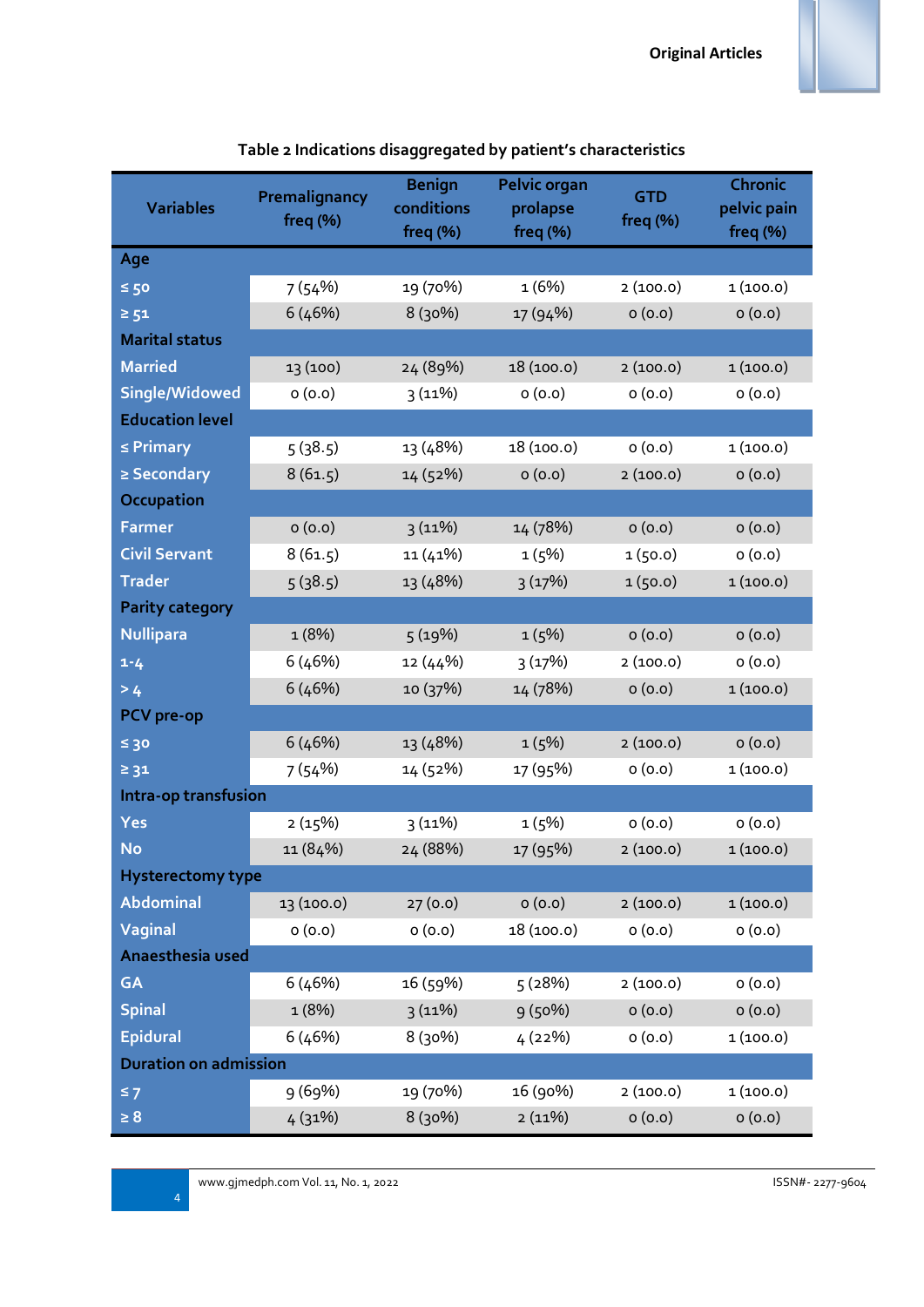**Table 2 Indications disaggregated by patient's characteristics**

| Variables | Premalignancy freq (%) | Benign conditions freq (%) | Pelvic organ prolapse freq (%) | GTD freq (%) | Chronic pelvic pain freq (%) |
|---|---|---|---|---|---|
| **Age** | | | | | |
| ≤ 50 | 7 (54%) | 19 (70%) | 1 (6%) | 2 (100.0) | 1 (100.0) |
| ≥ 51 | 6 (46%) | 8 (30%) | 17 (94%) | 0 (0.0) | 0 (0.0) |
| **Marital status** | | | | | |
| Married | 13 (100) | 24 (89%) | 18 (100.0) | 2 (100.0) | 1 (100.0) |
| Single/Widowed | 0 (0.0) | 3 (11%) | 0 (0.0) | 0 (0.0) | 0 (0.0) |
| **Education level** | | | | | |
| ≤ Primary | 5 (38.5) | 13 (48%) | 18 (100.0) | 0 (0.0) | 1 (100.0) |
| ≥ Secondary | 8 (61.5) | 14 (52%) | 0 (0.0) | 2 (100.0) | 0 (0.0) |
| **Occupation** | | | | | |
| Farmer | 0 (0.0) | 3 (11%) | 14 (78%) | 0 (0.0) | 0 (0.0) |
| Civil Servant | 8 (61.5) | 11 (41%) | 1 (5%) | 1 (50.0) | 0 (0.0) |
| Trader | 5 (38.5) | 13 (48%) | 3 (17%) | 1 (50.0) | 1 (100.0) |
| **Parity category** | | | | | |
| Nullipara | 1 (8%) | 5 (19%) | 1 (5%) | 0 (0.0) | 0 (0.0) |
| 1-4 | 6 (46%) | 12 (44%) | 3 (17%) | 2 (100.0) | 0 (0.0) |
| > 4 | 6 (46%) | 10 (37%) | 14 (78%) | 0 (0.0) | 1 (100.0) |
| **PCV pre-op** | | | | | |
| ≤ 30 | 6 (46%) | 13 (48%) | 1 (5%) | 2 (100.0) | 0 (0.0) |
| ≥ 31 | 7 (54%) | 14 (52%) | 17 (95%) | 0 (0.0) | 1 (100.0) |
| **Intra-op transfusion** | | | | | |
| Yes | 2 (15%) | 3 (11%) | 1 (5%) | 0 (0.0) | 0 (0.0) |
| No | 11 (84%) | 24 (88%) | 17 (95%) | 2 (100.0) | 1 (100.0) |
| **Hysterectomy type** | | | | | |
| Abdominal | 13 (100.0) | 27 (0.0) | 0 (0.0) | 2 (100.0) | 1 (100.0) |
| Vaginal | 0 (0.0) | 0 (0.0) | 18 (100.0) | 0 (0.0) | 0 (0.0) |
| **Anaesthesia used** | | | | | |
| GA | 6 (46%) | 16 (59%) | 5 (28%) | 2 (100.0) | 0 (0.0) |
| Spinal | 1 (8%) | 3 (11%) | 9 (50%) | 0 (0.0) | 0 (0.0) |
| Epidural | 6 (46%) | 8 (30%) | 4 (22%) | 0 (0.0) | 1 (100.0) |
| **Duration on admission** | | | | | |
| ≤ 7 | 9 (69%) | 19 (70%) | 16 (90%) | 2 (100.0) | 1 (100.0) |
| ≥ 8 | 4 (31%) | 8 (30%) | 2 (11%) | 0 (0.0) | 0 (0.0) |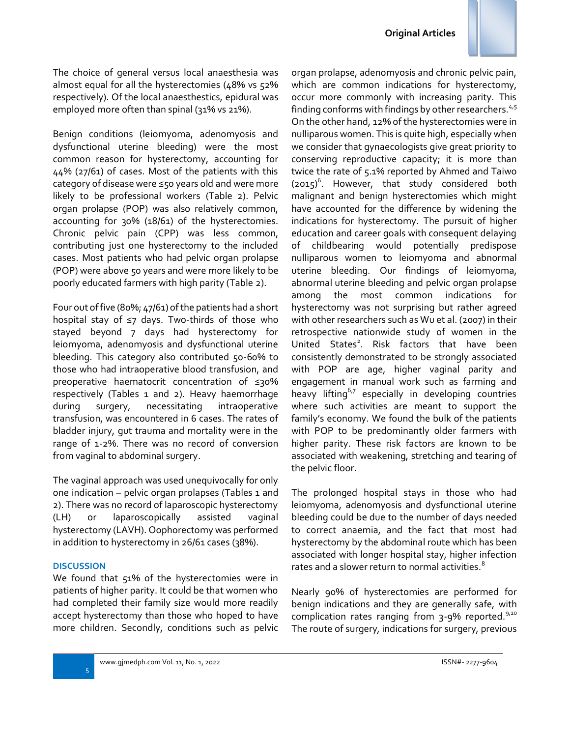The choice of general versus local anaesthesia was almost equal for all the hysterectomies (48% vs 52% respectively). Of the local anaesthetics, epidural was employed more often than spinal (31% vs 21%).

Benign conditions (leiomyoma, adenomyosis and dysfunctional uterine bleeding) were the most common reason for hysterectomy, accounting for 44% (27/61) of cases. Most of the patients with this category of disease were ≤50 years old and were more likely to be professional workers (Table 2). Pelvic organ prolapse (POP) was also relatively common, accounting for 30% (18/61) of the hysterectomies. Chronic pelvic pain (CPP) was less common, contributing just one hysterectomy to the included cases. Most patients who had pelvic organ prolapse (POP) were above 50 years and were more likely to be poorly educated farmers with high parity (Table 2).

Four out of five (80%; 47/61) of the patients had a short hospital stay of ≤7 days. Two-thirds of those who stayed beyond 7 days had hysterectomy for leiomyoma, adenomyosis and dysfunctional uterine bleeding. This category also contributed 50-60% to those who had intraoperative blood transfusion, and preoperative haematocrit concentration of ≤30% respectively (Tables 1 and 2). Heavy haemorrhage during surgery, necessitating intraoperative transfusion, was encountered in 6 cases. The rates of bladder injury, gut trauma and mortality were in the range of 1-2%. There was no record of conversion from vaginal to abdominal surgery.

The vaginal approach was used unequivocally for only one indication – pelvic organ prolapses (Tables 1 and 2). There was no record of laparoscopic hysterectomy (LH) or laparoscopically assisted vaginal hysterectomy (LAVH). Oophorectomy was performed in addition to hysterectomy in 26/61 cases (38%).

## DISCUSSION

We found that 51% of the hysterectomies were in patients of higher parity. It could be that women who had completed their family size would more readily accept hysterectomy than those who hoped to have more children. Secondly, conditions such as pelvic organ prolapse, adenomyosis and chronic pelvic pain, which are common indications for hysterectomy, occur more commonly with increasing parity. This finding conforms with findings by other researchers.[4,5] On the other hand, 12% of the hysterectomies were in nulliparous women. This is quite high, especially when we consider that gynaecologists give great priority to conserving reproductive capacity; it is more than twice the rate of 5.1% reported by Ahmed and Taiwo (2015)[6]. However, that study considered both malignant and benign hysterectomies which might have accounted for the difference by widening the indications for hysterectomy. The pursuit of higher education and career goals with consequent delaying of childbearing would potentially predispose nulliparous women to leiomyoma and abnormal uterine bleeding. Our findings of leiomyoma, abnormal uterine bleeding and pelvic organ prolapse among the most common indications for hysterectomy was not surprising but rather agreed with other researchers such as Wu et al. (2007) in their retrospective nationwide study of women in the United States[2]. Risk factors that have been consistently demonstrated to be strongly associated with POP are age, higher vaginal parity and engagement in manual work such as farming and heavy lifting[6,7] especially in developing countries where such activities are meant to support the family's economy. We found the bulk of the patients with POP to be predominantly older farmers with higher parity. These risk factors are known to be associated with weakening, stretching and tearing of the pelvic floor.

The prolonged hospital stays in those who had leiomyoma, adenomyosis and dysfunctional uterine bleeding could be due to the number of days needed to correct anaemia, and the fact that most had hysterectomy by the abdominal route which has been associated with longer hospital stay, higher infection rates and a slower return to normal activities.[8]

Nearly 90% of hysterectomies are performed for benign indications and they are generally safe, with complication rates ranging from 3-9% reported.[9,10] The route of surgery, indications for surgery, previous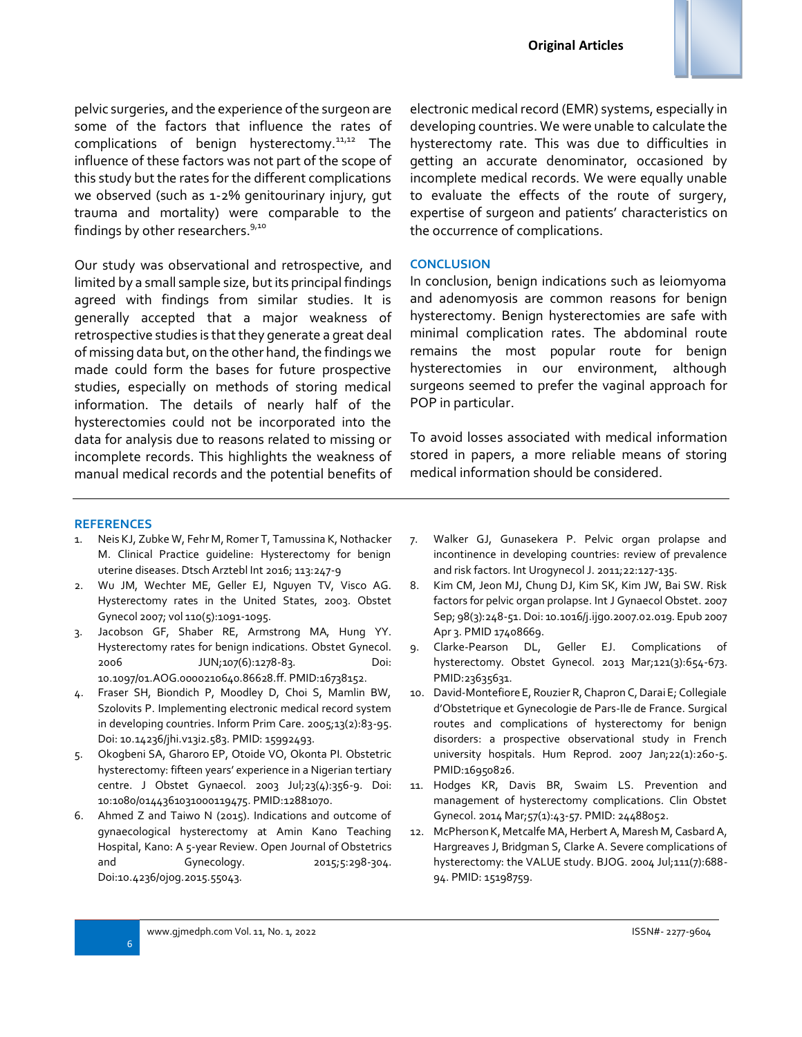pelvic surgeries, and the experience of the surgeon are some of the factors that influence the rates of complications of benign hysterectomy.[11,12] The influence of these factors was not part of the scope of this study but the rates for the different complications we observed (such as 1-2% genitourinary injury, gut trauma and mortality) were comparable to the findings by other researchers.[9,10]

Our study was observational and retrospective, and limited by a small sample size, but its principal findings agreed with findings from similar studies. It is generally accepted that a major weakness of retrospective studies is that they generate a great deal of missing data but, on the other hand, the findings we made could form the bases for future prospective studies, especially on methods of storing medical information. The details of nearly half of the hysterectomies could not be incorporated into the data for analysis due to reasons related to missing or incomplete records. This highlights the weakness of manual medical records and the potential benefits of electronic medical record (EMR) systems, especially in developing countries. We were unable to calculate the hysterectomy rate. This was due to difficulties in getting an accurate denominator, occasioned by incomplete medical records. We were equally unable to evaluate the effects of the route of surgery, expertise of surgeon and patients' characteristics on the occurrence of complications.

## CONCLUSION

In conclusion, benign indications such as leiomyoma and adenomyosis are common reasons for benign hysterectomy. Benign hysterectomies are safe with minimal complication rates. The abdominal route remains the most popular route for benign hysterectomies in our environment, although surgeons seemed to prefer the vaginal approach for POP in particular.

To avoid losses associated with medical information stored in papers, a more reliable means of storing medical information should be considered.

## REFERENCES

1. Neis KJ, Zubke W, Fehr M, Romer T, Tamussina K, Nothacker M. Clinical Practice guideline: Hysterectomy for benign uterine diseases. Dtsch Arztebl Int 2016; 113:247-9
2. Wu JM, Wechter ME, Geller EJ, Nguyen TV, Visco AG. Hysterectomy rates in the United States, 2003. Obstet Gynecol 2007; vol 110(5):1091-1095.
3. Jacobson GF, Shaber RE, Armstrong MA, Hung YY. Hysterectomy rates for benign indications. Obstet Gynecol. 2006 JUN;107(6):1278-83. Doi: 10.1097/01.AOG.0000210640.86628.ff. PMID:16738152.
4. Fraser SH, Biondich P, Moodley D, Choi S, Mamlin BW, Szolovits P. Implementing electronic medical record system in developing countries. Inform Prim Care. 2005;13(2):83-95. Doi: 10.14236/jhi.v13i2.583. PMID: 15992493.
5. Okogbeni SA, Gharoro EP, Otoide VO, Okonta PI. Obstetric hysterectomy: fifteen years' experience in a Nigerian tertiary centre. J Obstet Gynaecol. 2003 Jul;23(4):356-9. Doi: 10:1080/0144361031000119475. PMID:12881070.
6. Ahmed Z and Taiwo N (2015). Indications and outcome of gynaecological hysterectomy at Amin Kano Teaching Hospital, Kano: A 5-year Review. Open Journal of Obstetrics and Gynecology. 2015;5:298-304. Doi:10.4236/ojog.2015.55043.
7. Walker GJ, Gunasekera P. Pelvic organ prolapse and incontinence in developing countries: review of prevalence and risk factors. Int Urogynecol J. 2011;22:127-135.
8. Kim CM, Jeon MJ, Chung DJ, Kim SK, Kim JW, Bai SW. Risk factors for pelvic organ prolapse. Int J Gynaecol Obstet. 2007 Sep; 98(3):248-51. Doi: 10.1016/j.ijgo.2007.02.019. Epub 2007 Apr 3. PMID 17408669.
9. Clarke-Pearson DL, Geller EJ. Complications of hysterectomy. Obstet Gynecol. 2013 Mar;121(3):654-673. PMID:23635631.
10. David-Montefiore E, Rouzier R, Chapron C, Darai E; Collegiale d'Obstetrique et Gynecologie de Pars-Ile de France. Surgical routes and complications of hysterectomy for benign disorders: a prospective observational study in French university hospitals. Hum Reprod. 2007 Jan;22(1):260-5. PMID:16950826.
11. Hodges KR, Davis BR, Swaim LS. Prevention and management of hysterectomy complications. Clin Obstet Gynecol. 2014 Mar;57(1):43-57. PMID: 24488052.
12. McPherson K, Metcalfe MA, Herbert A, Maresh M, Casbard A, Hargreaves J, Bridgman S, Clarke A. Severe complications of hysterectomy: the VALUE study. BJOG. 2004 Jul;111(7):688-94. PMID: 15198759.